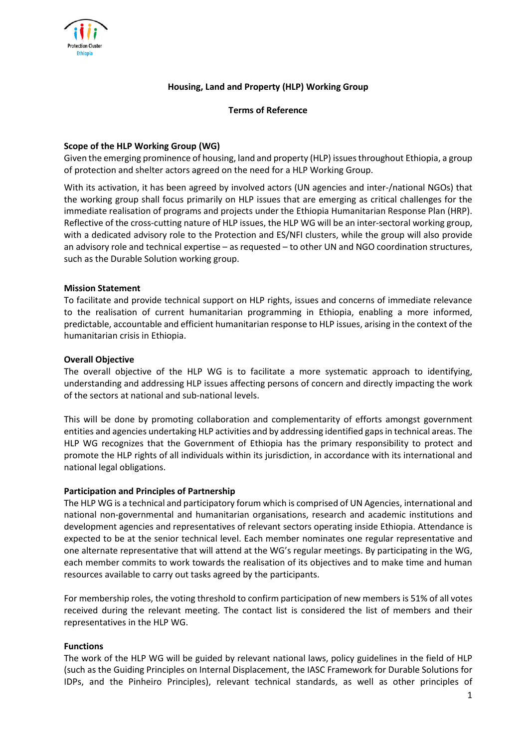# Housing, Land and Property (HLP) Working Group

## Terms of Reference

### Scope of the HLP Working Group (WG)

Given the emerging prominence of housing, land and property (HLP) issues throughout Ethiopia, a group of protection and shelter actors agreed on the need for a HLP Working Group.

With its activation, it has been agreed by involved actors (UN agencies and inter-/national NGOs) that the working group shall focus primarily on HLP issues that are emerging as critical challenges for the immediate realisation of programs and projects under the Ethiopia Humanitarian Response Plan (HRP). Reflective of the cross-cutting nature of HLP issues, the HLP WG will be an inter-sectoral working group, with a dedicated advisory role to the Protection and ES/NFI clusters, while the group will also provide an advisory role and technical expertise – as requested – to other UN and NGO coordination structures, such as the Durable Solution working group.

### Mission Statement

To facilitate and provide technical support on HLP rights, issues and concerns of immediate relevance to the realisation of current humanitarian programming in Ethiopia, enabling a more informed, predictable, accountable and efficient humanitarian response to HLP issues, arising in the context of the humanitarian crisis in Ethiopia.

### Overall Objective

The overall objective of the HLP WG is to facilitate a more systematic approach to identifying, understanding and addressing HLP issues affecting persons of concern and directly impacting the work of the sectors at national and sub-national levels.

This will be done by promoting collaboration and complementarity of efforts amongst government entities and agencies undertaking HLP activities and by addressing identified gaps in technical areas. The HLP WG recognizes that the Government of Ethiopia has the primary responsibility to protect and promote the HLP rights of all individuals within its jurisdiction, in accordance with its international and national legal obligations.

### Participation and Principles of Partnership

The HLP WG is a technical and participatory forum which is comprised of UN Agencies, international and national non-governmental and humanitarian organisations, research and academic institutions and development agencies and representatives of relevant sectors operating inside Ethiopia. Attendance is expected to be at the senior technical level. Each member nominates one regular representative and one alternate representative that will attend at the WG's regular meetings. By participating in the WG, each member commits to work towards the realisation of its objectives and to make time and human resources available to carry out tasks agreed by the participants.

For membership roles, the voting threshold to confirm participation of new members is 51% of all votes received during the relevant meeting. The contact list is considered the list of members and their representatives in the HLP WG.

### Functions

The work of the HLP WG will be guided by relevant national laws, policy guidelines in the field of HLP (such as the Guiding Principles on Internal Displacement, the IASC Framework for Durable Solutions for IDPs, and the Pinheiro Principles), relevant technical standards, as well as other principles of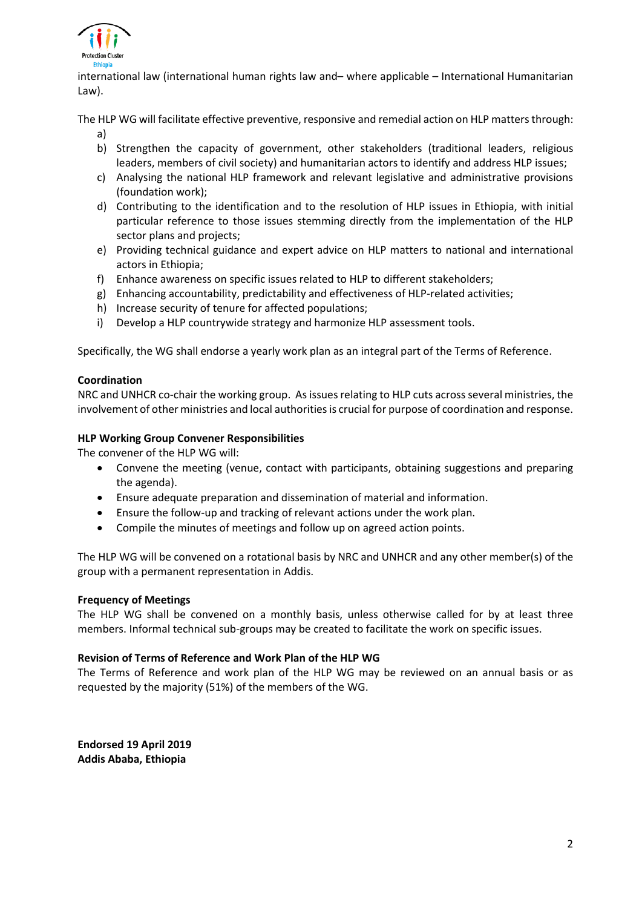international law (international human rights law and– where applicable – International Humanitarian Law).

The HLP WG will facilitate effective preventive, responsive and remedial action on HLP matters through:

a)
b) Strengthen the capacity of government, other stakeholders (traditional leaders, religious leaders, members of civil society) and humanitarian actors to identify and address HLP issues;
c) Analysing the national HLP framework and relevant legislative and administrative provisions (foundation work);
d) Contributing to the identification and to the resolution of HLP issues in Ethiopia, with initial particular reference to those issues stemming directly from the implementation of the HLP sector plans and projects;
e) Providing technical guidance and expert advice on HLP matters to national and international actors in Ethiopia;
f) Enhance awareness on specific issues related to HLP to different stakeholders;
g) Enhancing accountability, predictability and effectiveness of HLP-related activities;
h) Increase security of tenure for affected populations;
i) Develop a HLP countrywide strategy and harmonize HLP assessment tools.

Specifically, the WG shall endorse a yearly work plan as an integral part of the Terms of Reference.

**Coordination**

NRC and UNHCR co-chair the working group. As issues relating to HLP cuts across several ministries, the involvement of other ministries and local authorities is crucial for purpose of coordination and response.

**HLP Working Group Convener Responsibilities**

The convener of the HLP WG will:

- Convene the meeting (venue, contact with participants, obtaining suggestions and preparing the agenda).
- Ensure adequate preparation and dissemination of material and information.
- Ensure the follow-up and tracking of relevant actions under the work plan.
- Compile the minutes of meetings and follow up on agreed action points.

The HLP WG will be convened on a rotational basis by NRC and UNHCR and any other member(s) of the group with a permanent representation in Addis.

**Frequency of Meetings**

The HLP WG shall be convened on a monthly basis, unless otherwise called for by at least three members. Informal technical sub-groups may be created to facilitate the work on specific issues.

**Revision of Terms of Reference and Work Plan of the HLP WG**

The Terms of Reference and work plan of the HLP WG may be reviewed on an annual basis or as requested by the majority (51%) of the members of the WG.

**Endorsed 19 April 2019**
**Addis Ababa, Ethiopia**